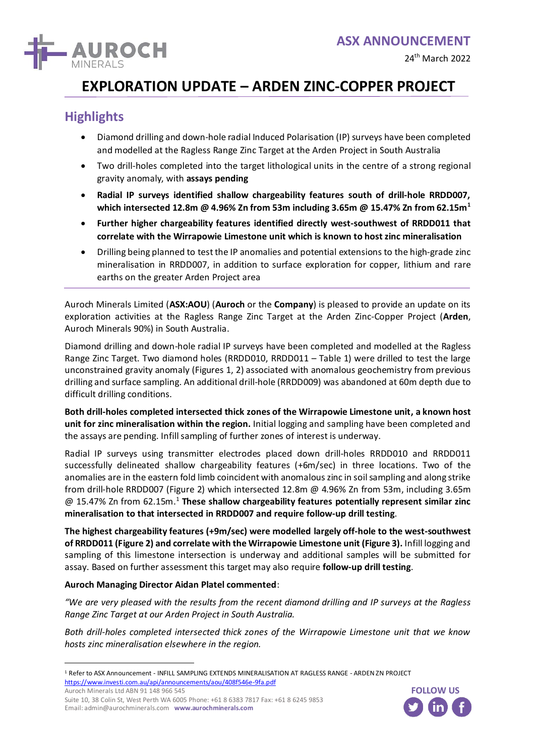ASX ANNOUNCEMENT

24th March 2022

# EXPLORATION UPDATE – ARDEN ZINC-COPPER PROJECT

## Highlights

- Diamond drilling and down-hole radial Induced Polarisation (IP) surveys have been completed and modelled at the Ragless Range Zinc Target at the Arden Project in South Australia
- Two drill-holes completed into the target lithological units in the centre of a strong regional gravity anomaly, with **assays pending**
- **Radial IP surveys identified shallow chargeability features south of drill-hole RRDD007, which intersected 12.8m @ 4.96% Zn from 53m including 3.65m @ 15.47% Zn from 62.15m[1]**
- **Further higher chargeability features identified directly west-southwest of RRDD011 that correlate with the Wirrapowie Limestone unit which is known to host zinc mineralisation**
- Drilling being planned to test the IP anomalies and potential extensions to the high-grade zinc mineralisation in RRDD007, in addition to surface exploration for copper, lithium and rare earths on the greater Arden Project area

---

Auroch Minerals Limited (**ASX:AOU**) (**Auroch** or the **Company**) is pleased to provide an update on its exploration activities at the Ragless Range Zinc Target at the Arden Zinc-Copper Project (**Arden**, Auroch Minerals 90%) in South Australia.

Diamond drilling and down-hole radial IP surveys have been completed and modelled at the Ragless Range Zinc Target. Two diamond holes (RRDD010, RRDD011 – Table 1) were drilled to test the large unconstrained gravity anomaly (Figures 1, 2) associated with anomalous geochemistry from previous drilling and surface sampling. An additional drill-hole (RRDD009) was abandoned at 60m depth due to difficult drilling conditions.

**Both drill-holes completed intersected thick zones of the Wirrapowie Limestone unit, a known host unit for zinc mineralisation within the region.** Initial logging and sampling have been completed and the assays are pending. Infill sampling of further zones of interest is underway.

Radial IP surveys using transmitter electrodes placed down drill-holes RRDD010 and RRDD011 successfully delineated shallow chargeability features (+6m/sec) in three locations. Two of the anomalies are in the eastern fold limb coincident with anomalous zinc in soil sampling and along strike from drill-hole RRDD007 (Figure 2) which intersected 12.8m @ 4.96% Zn from 53m, including 3.65m @ 15.47% Zn from 62.15m.[1] **These shallow chargeability features potentially represent similar zinc mineralisation to that intersected in RRDD007 and require follow-up drill testing**.

**The highest chargeability features (+9m/sec) were modelled largely off-hole to the west-southwest of RRDD011 (Figure 2) and correlate with the Wirrapowie Limestone unit (Figure 3).** Infill logging and sampling of this limestone intersection is underway and additional samples will be submitted for assay. Based on further assessment this target may also require **follow-up drill testing**.

**Auroch Managing Director Aidan Platel commented**:

*"We are very pleased with the results from the recent diamond drilling and IP surveys at the Ragless Range Zinc Target at our Arden Project in South Australia.*

*Both drill-holes completed intersected thick zones of the Wirrapowie Limestone unit that we know hosts zinc mineralisation elsewhere in the region.*

---

[1] Refer to ASX Announcement - INFILL SAMPLING EXTENDS MINERALISATION AT RAGLESS RANGE - ARDEN ZN PROJECT https://www.investi.com.au/api/announcements/aou/408f546e-9fa.pdf

Auroch Minerals Ltd ABN 91 148 966 545
Suite 10, 38 Colin St, West Perth WA 6005 Phone: +61 8 6383 7817 Fax: +61 8 6245 9853
Email: admin@aurochminerals.com www.aurochminerals.com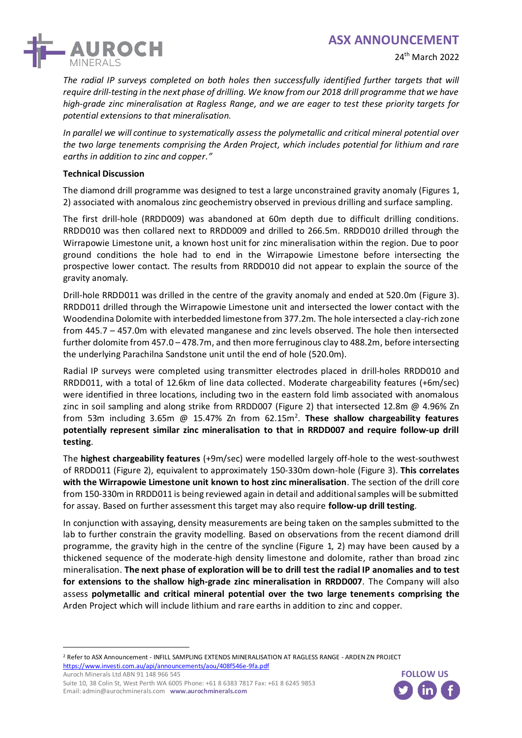*The radial IP surveys completed on both holes then successfully identified further targets that will require drill-testing in the next phase of drilling. We know from our 2018 drill programme that we have high-grade zinc mineralisation at Ragless Range, and we are eager to test these priority targets for potential extensions to that mineralisation.*

*In parallel we will continue to systematically assess the polymetallic and critical mineral potential over the two large tenements comprising the Arden Project, which includes potential for lithium and rare earths in addition to zinc and copper."*

**Technical Discussion**

The diamond drill programme was designed to test a large unconstrained gravity anomaly (Figures 1, 2) associated with anomalous zinc geochemistry observed in previous drilling and surface sampling.

The first drill-hole (RRDD009) was abandoned at 60m depth due to difficult drilling conditions. RRDD010 was then collared next to RRDD009 and drilled to 266.5m. RRDD010 drilled through the Wirrapowie Limestone unit, a known host unit for zinc mineralisation within the region. Due to poor ground conditions the hole had to end in the Wirrapowie Limestone before intersecting the prospective lower contact. The results from RRDD010 did not appear to explain the source of the gravity anomaly.

Drill-hole RRDD011 was drilled in the centre of the gravity anomaly and ended at 520.0m (Figure 3). RRDD011 drilled through the Wirrapowie Limestone unit and intersected the lower contact with the Woodendina Dolomite with interbedded limestone from 377.2m. The hole intersected a clay-rich zone from 445.7 – 457.0m with elevated manganese and zinc levels observed. The hole then intersected further dolomite from 457.0 – 478.7m, and then more ferruginous clay to 488.2m, before intersecting the underlying Parachilna Sandstone unit until the end of hole (520.0m).

Radial IP surveys were completed using transmitter electrodes placed in drill-holes RRDD010 and RRDD011, with a total of 12.6km of line data collected. Moderate chargeability features (+6m/sec) were identified in three locations, including two in the eastern fold limb associated with anomalous zinc in soil sampling and along strike from RRDD007 (Figure 2) that intersected 12.8m @ 4.96% Zn from 53m including 3.65m @ 15.47% Zn from 62.15m[2]. **These shallow chargeability features potentially represent similar zinc mineralisation to that in RRDD007 and require follow-up drill testing**.

The **highest chargeability features** (+9m/sec) were modelled largely off-hole to the west-southwest of RRDD011 (Figure 2), equivalent to approximately 150-330m down-hole (Figure 3). **This correlates with the Wirrapowie Limestone unit known to host zinc mineralisation**. The section of the drill core from 150-330m in RRDD011 is being reviewed again in detail and additional samples will be submitted for assay. Based on further assessment this target may also require **follow-up drill testing**.

In conjunction with assaying, density measurements are being taken on the samples submitted to the lab to further constrain the gravity modelling. Based on observations from the recent diamond drill programme, the gravity high in the centre of the syncline (Figure 1, 2) may have been caused by a thickened sequence of the moderate-high density limestone and dolomite, rather than broad zinc mineralisation. **The next phase of exploration will be to drill test the radial IP anomalies and to test for extensions to the shallow high-grade zinc mineralisation in RRDD007**. The Company will also assess **polymetallic and critical mineral potential over the two large tenements comprising the Arden Project** which will include lithium and rare earths in addition to zinc and copper.

---

[2] Refer to ASX Announcement - INFILL SAMPLING EXTENDS MINERALISATION AT RAGLESS RANGE - ARDEN ZN PROJECT https://www.investi.com.au/api/announcements/aou/408f546e-9fa.pdf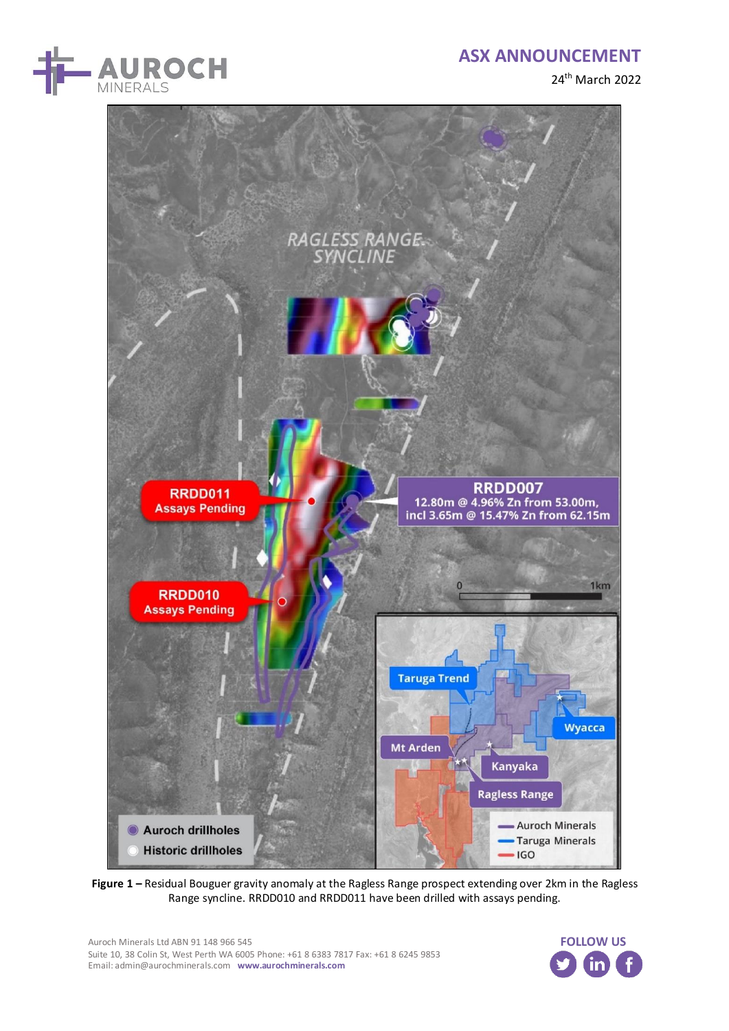**Figure 1 –** Residual Bouguer gravity anomaly at the Ragless Range prospect extending over 2km in the Ragless Range syncline. RRDD010 and RRDD011 have been drilled with assays pending.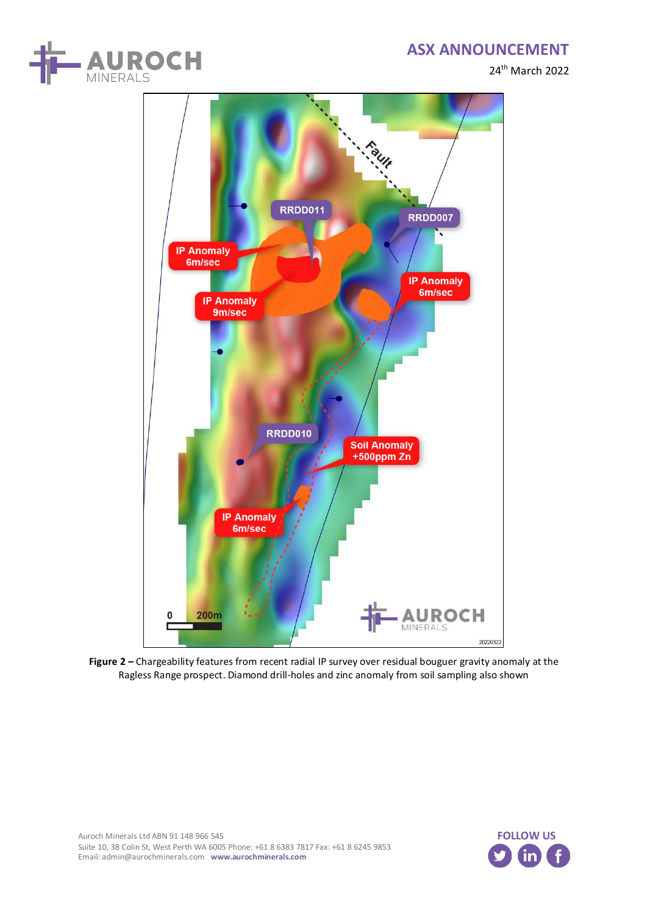**Figure 2 –** Chargeability features from recent radial IP survey over residual bouguer gravity anomaly at the Ragless Range prospect. Diamond drill-holes and zinc anomaly from soil sampling also shown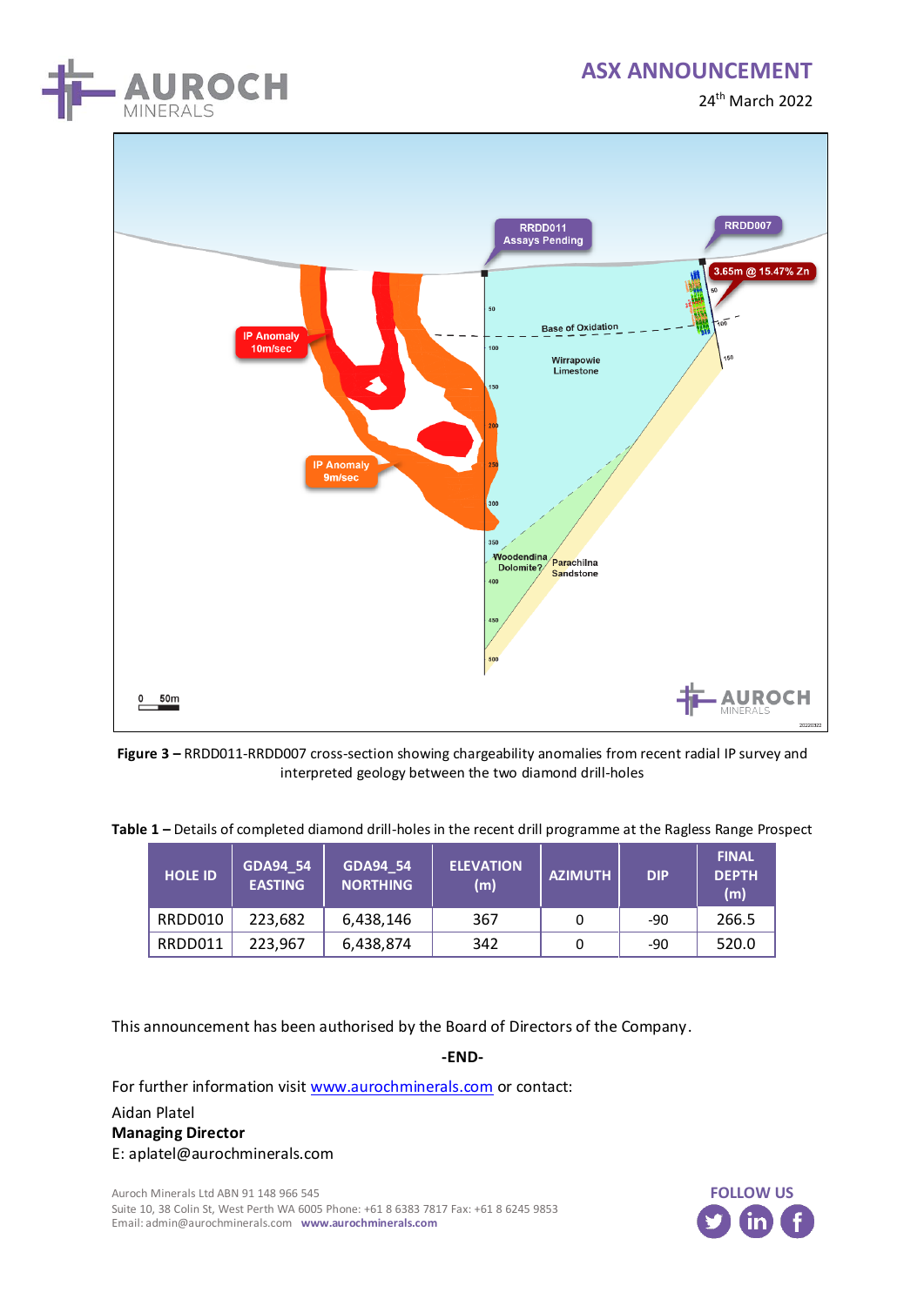**Figure 3 –** RRDD011-RRDD007 cross-section showing chargeability anomalies from recent radial IP survey and interpreted geology between the two diamond drill-holes

**Table 1 –** Details of completed diamond drill-holes in the recent drill programme at the Ragless Range Prospect

| HOLE ID | GDA94_54 EASTING | GDA94_54 NORTHING | ELEVATION (m) | AZIMUTH | DIP | FINAL DEPTH (m) |
|---|---|---|---|---|---|---|
| RRDD010 | 223,682 | 6,438,146 | 367 | 0 | -90 | 266.5 |
| RRDD011 | 223,967 | 6,438,874 | 342 | 0 | -90 | 520.0 |

This announcement has been authorised by the Board of Directors of the Company.

**-END-**

For further information visit www.aurochminerals.com or contact:

Aidan Platel
**Managing Director**
E: aplatel@aurochminerals.com

Auroch Minerals Ltd ABN 91 148 966 545
Suite 10, 38 Colin St, West Perth WA 6005 Phone: +61 8 6383 7817 Fax: +61 8 6245 9853
Email: admin@aurochminerals.com **www.aurochminerals.com**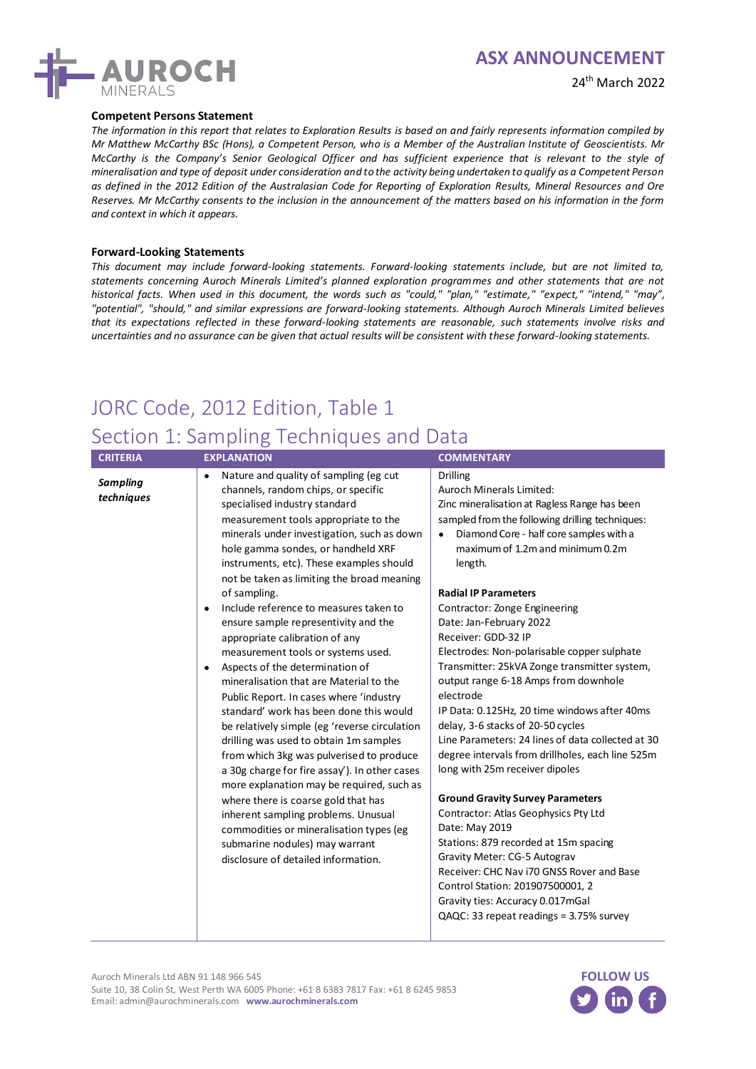**Competent Persons Statement**

*The information in this report that relates to Exploration Results is based on and fairly represents information compiled by Mr Matthew McCarthy BSc (Hons), a Competent Person, who is a Member of the Australian Institute of Geoscientists. Mr McCarthy is the Company's Senior Geological Officer and has sufficient experience that is relevant to the style of mineralisation and type of deposit under consideration and to the activity being undertaken to qualify as a Competent Person as defined in the 2012 Edition of the Australasian Code for Reporting of Exploration Results, Mineral Resources and Ore Reserves. Mr McCarthy consents to the inclusion in the announcement of the matters based on his information in the form and context in which it appears.*

**Forward-Looking Statements**

*This document may include forward-looking statements. Forward-looking statements include, but are not limited to, statements concerning Auroch Minerals Limited's planned exploration programmes and other statements that are not historical facts. When used in this document, the words such as "could," "plan," "estimate," "expect," "intend," "may", "potential", "should," and similar expressions are forward-looking statements. Although Auroch Minerals Limited believes that its expectations reflected in these forward-looking statements are reasonable, such statements involve risks and uncertainties and no assurance can be given that actual results will be consistent with these forward-looking statements.*

# JORC Code, 2012 Edition, Table 1

## Section 1: Sampling Techniques and Data

| CRITERIA | EXPLANATION | COMMENTARY |
|---|---|---|
| ***Sampling techniques*** | • Nature and quality of sampling (eg cut channels, random chips, or specific specialised industry standard measurement tools appropriate to the minerals under investigation, such as down hole gamma sondes, or handheld XRF instruments, etc). These examples should not be taken as limiting the broad meaning of sampling.<br>• Include reference to measures taken to ensure sample representivity and the appropriate calibration of any measurement tools or systems used.<br>• Aspects of the determination of mineralisation that are Material to the Public Report. In cases where 'industry standard' work has been done this would be relatively simple (eg 'reverse circulation drilling was used to obtain 1m samples from which 3kg was pulverised to produce a 30g charge for fire assay'). In other cases more explanation may be required, such as where there is coarse gold that has inherent sampling problems. Unusual commodities or mineralisation types (eg submarine nodules) may warrant disclosure of detailed information. | Drilling<br>Auroch Minerals Limited:<br>Zinc mineralisation at Ragless Range has been sampled from the following drilling techniques:<br>• Diamond Core - half core samples with a maximum of 1.2m and minimum 0.2m length.<br><br>**Radial IP Parameters**<br>Contractor: Zonge Engineering<br>Date: Jan-February 2022<br>Receiver: GDD-32 IP<br>Electrodes: Non-polarisable copper sulphate<br>Transmitter: 25kVA Zonge transmitter system, output range 6-18 Amps from downhole electrode<br>IP Data: 0.125Hz, 20 time windows after 40ms delay, 3-6 stacks of 20-50 cycles<br>Line Parameters: 24 lines of data collected at 30 degree intervals from drillholes, each line 525m long with 25m receiver dipoles<br><br>**Ground Gravity Survey Parameters**<br>Contractor: Atlas Geophysics Pty Ltd<br>Date: May 2019<br>Stations: 879 recorded at 15m spacing<br>Gravity Meter: CG-5 Autograv<br>Receiver: CHC Nav i70 GNSS Rover and Base<br>Control Station: 201907500001, 2<br>Gravity ties: Accuracy 0.017mGal<br>QAQC: 33 repeat readings = 3.75% survey |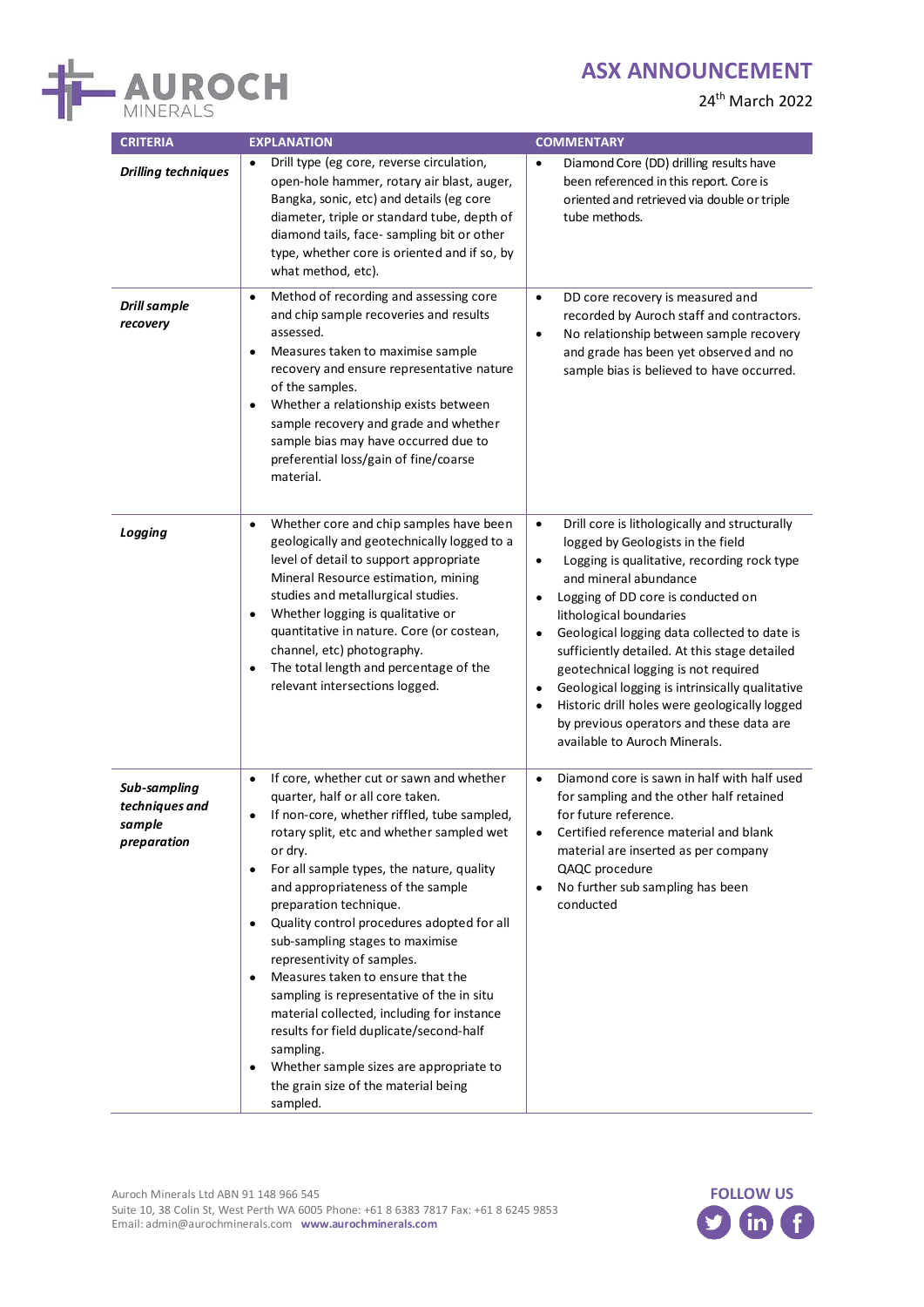| CRITERIA | EXPLANATION | COMMENTARY |
|---|---|---|
| ***Drilling techniques*** | • Drill type (eg core, reverse circulation, open-hole hammer, rotary air blast, auger, Bangka, sonic, etc) and details (eg core diameter, triple or standard tube, depth of diamond tails, face- sampling bit or other type, whether core is oriented and if so, by what method, etc). | • Diamond Core (DD) drilling results have been referenced in this report. Core is oriented and retrieved via double or triple tube methods. |
| ***Drill sample recovery*** | • Method of recording and assessing core and chip sample recoveries and results assessed.<br>• Measures taken to maximise sample recovery and ensure representative nature of the samples.<br>• Whether a relationship exists between sample recovery and grade and whether sample bias may have occurred due to preferential loss/gain of fine/coarse material. | • DD core recovery is measured and recorded by Auroch staff and contractors.<br>• No relationship between sample recovery and grade has been yet observed and no sample bias is believed to have occurred. |
| ***Logging*** | • Whether core and chip samples have been geologically and geotechnically logged to a level of detail to support appropriate Mineral Resource estimation, mining studies and metallurgical studies.<br>• Whether logging is qualitative or quantitative in nature. Core (or costean, channel, etc) photography.<br>• The total length and percentage of the relevant intersections logged. | • Drill core is lithologically and structurally logged by Geologists in the field<br>• Logging is qualitative, recording rock type and mineral abundance<br>• Logging of DD core is conducted on lithological boundaries<br>• Geological logging data collected to date is sufficiently detailed. At this stage detailed geotechnical logging is not required<br>• Geological logging is intrinsically qualitative<br>• Historic drill holes were geologically logged by previous operators and these data are available to Auroch Minerals. |
| ***Sub-sampling techniques and sample preparation*** | • If core, whether cut or sawn and whether quarter, half or all core taken.<br>• If non-core, whether riffled, tube sampled, rotary split, etc and whether sampled wet or dry.<br>• For all sample types, the nature, quality and appropriateness of the sample preparation technique.<br>• Quality control procedures adopted for all sub-sampling stages to maximise representivity of samples.<br>• Measures taken to ensure that the sampling is representative of the in situ material collected, including for instance results for field duplicate/second-half sampling.<br>• Whether sample sizes are appropriate to the grain size of the material being sampled. | • Diamond core is sawn in half with half used for sampling and the other half retained for future reference.<br>• Certified reference material and blank material are inserted as per company QAQC procedure<br>• No further sub sampling has been conducted |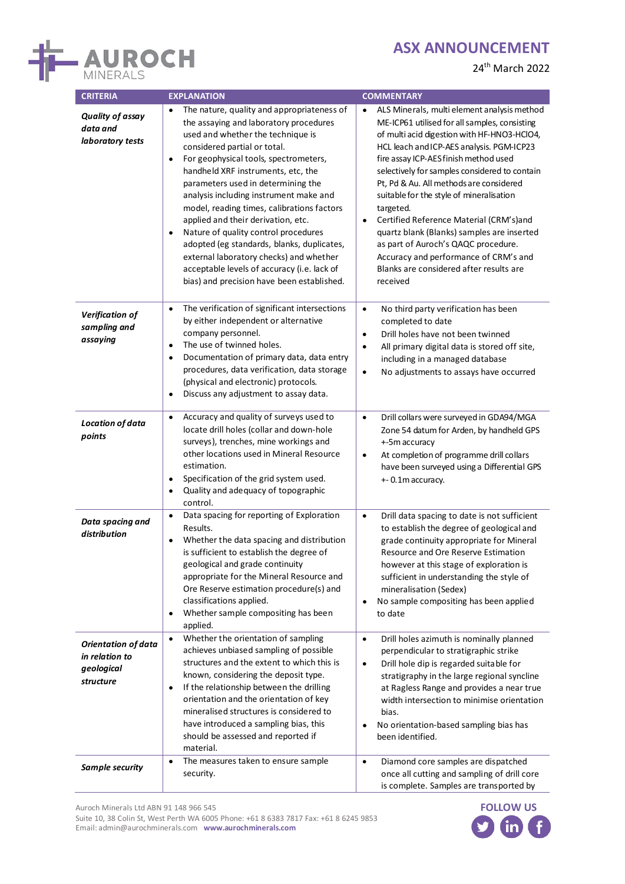| CRITERIA | EXPLANATION | COMMENTARY |
|---|---|---|
| ***Quality of assay data and laboratory tests*** | • The nature, quality and appropriateness of the assaying and laboratory procedures used and whether the technique is considered partial or total.<br>• For geophysical tools, spectrometers, handheld XRF instruments, etc, the parameters used in determining the analysis including instrument make and model, reading times, calibrations factors applied and their derivation, etc.<br>• Nature of quality control procedures adopted (eg standards, blanks, duplicates, external laboratory checks) and whether acceptable levels of accuracy (i.e. lack of bias) and precision have been established. | • ALS Minerals, multi element analysis method ME-ICP61 utilised for all samples, consisting of multi acid digestion with HF-HNO3-HClO4, HCL leach and ICP-AES analysis. PGM-ICP23 fire assay ICP-AES finish method used selectively for samples considered to contain Pt, Pd & Au. All methods are considered suitable for the style of mineralisation targeted.<br>• Certified Reference Material (CRM's)and quartz blank (Blanks) samples are inserted as part of Auroch's QAQC procedure. Accuracy and performance of CRM's and Blanks are considered after results are received |
| ***Verification of sampling and assaying*** | • The verification of significant intersections by either independent or alternative company personnel.<br>• The use of twinned holes.<br>• Documentation of primary data, data entry procedures, data verification, data storage (physical and electronic) protocols.<br>• Discuss any adjustment to assay data. | • No third party verification has been completed to date<br>• Drill holes have not been twinned<br>• All primary digital data is stored off site, including in a managed database<br>• No adjustments to assays have occurred |
| ***Location of data points*** | • Accuracy and quality of surveys used to locate drill holes (collar and down-hole surveys), trenches, mine workings and other locations used in Mineral Resource estimation.<br>• Specification of the grid system used.<br>• Quality and adequacy of topographic control. | • Drill collars were surveyed in GDA94/MGA Zone 54 datum for Arden, by handheld GPS +-5m accuracy<br>• At completion of programme drill collars have been surveyed using a Differential GPS +- 0.1m accuracy. |
| ***Data spacing and distribution*** | • Data spacing for reporting of Exploration Results.<br>• Whether the data spacing and distribution is sufficient to establish the degree of geological and grade continuity appropriate for the Mineral Resource and Ore Reserve estimation procedure(s) and classifications applied.<br>• Whether sample compositing has been applied. | • Drill data spacing to date is not sufficient to establish the degree of geological and grade continuity appropriate for Mineral Resource and Ore Reserve Estimation however at this stage of exploration is sufficient in understanding the style of mineralisation (Sedex)<br>• No sample compositing has been applied to date |
| ***Orientation of data in relation to geological structure*** | • Whether the orientation of sampling achieves unbiased sampling of possible structures and the extent to which this is known, considering the deposit type.<br>• If the relationship between the drilling orientation and the orientation of key mineralised structures is considered to have introduced a sampling bias, this should be assessed and reported if material. | • Drill holes azimuth is nominally planned perpendicular to stratigraphic strike<br>• Drill hole dip is regarded suitable for stratigraphy in the large regional syncline at Ragless Range and provides a near true width intersection to minimise orientation bias.<br>• No orientation-based sampling bias has been identified. |
| ***Sample security*** | • The measures taken to ensure sample security. | • Diamond core samples are dispatched once all cutting and sampling of drill core is complete. Samples are transported by |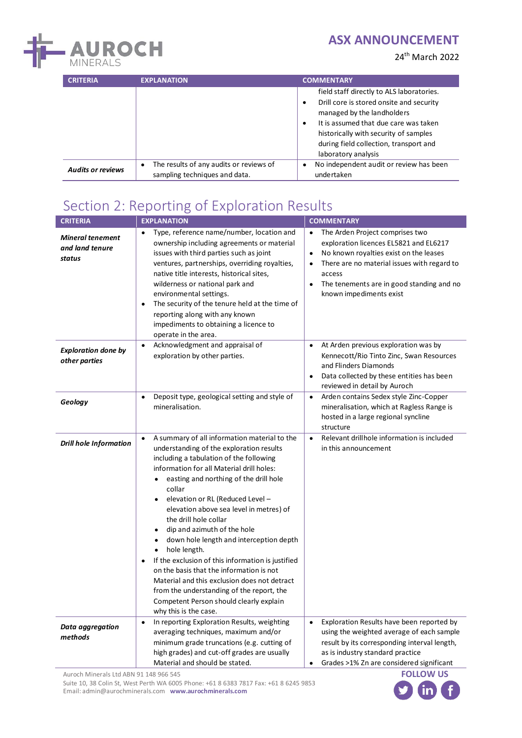| CRITERIA | EXPLANATION | COMMENTARY |
|---|---|---|
| | | field staff directly to ALS laboratories.<br>• Drill core is stored onsite and security managed by the landholders<br>• It is assumed that due care was taken historically with security of samples during field collection, transport and laboratory analysis |
| ***Audits or reviews*** | • The results of any audits or reviews of sampling techniques and data. | • No independent audit or review has been undertaken |

# Section 2: Reporting of Exploration Results

| CRITERIA | EXPLANATION | COMMENTARY |
|---|---|---|
| ***Mineral tenement and land tenure status*** | • Type, reference name/number, location and ownership including agreements or material issues with third parties such as joint ventures, partnerships, overriding royalties, native title interests, historical sites, wilderness or national park and environmental settings.<br>• The security of the tenure held at the time of reporting along with any known impediments to obtaining a licence to operate in the area. | • The Arden Project comprises two exploration licences EL5821 and EL6217<br>• No known royalties exist on the leases<br>• There are no material issues with regard to access<br>• The tenements are in good standing and no known impediments exist |
| ***Exploration done by other parties*** | • Acknowledgment and appraisal of exploration by other parties. | • At Arden previous exploration was by Kennecott/Rio Tinto Zinc, Swan Resources and Flinders Diamonds<br>• Data collected by these entities has been reviewed in detail by Auroch |
| ***Geology*** | • Deposit type, geological setting and style of mineralisation. | • Arden contains Sedex style Zinc-Copper mineralisation, which at Ragless Range is hosted in a large regional syncline structure |
| ***Drill hole Information*** | • A summary of all information material to the understanding of the exploration results including a tabulation of the following information for all Material drill holes:<br>  ◦ easting and northing of the drill hole collar<br>  ◦ elevation or RL (Reduced Level – elevation above sea level in metres) of the drill hole collar<br>  ◦ dip and azimuth of the hole<br>  ◦ down hole length and interception depth<br>  ◦ hole length.<br>• If the exclusion of this information is justified on the basis that the information is not Material and this exclusion does not detract from the understanding of the report, the Competent Person should clearly explain why this is the case. | • Relevant drillhole information is included in this announcement |
| ***Data aggregation methods*** | • In reporting Exploration Results, weighting averaging techniques, maximum and/or minimum grade truncations (e.g. cutting of high grades) and cut-off grades are usually Material and should be stated. | • Exploration Results have been reported by using the weighted average of each sample result by its corresponding interval length, as is industry standard practice<br>• Grades >1% Zn are considered significant |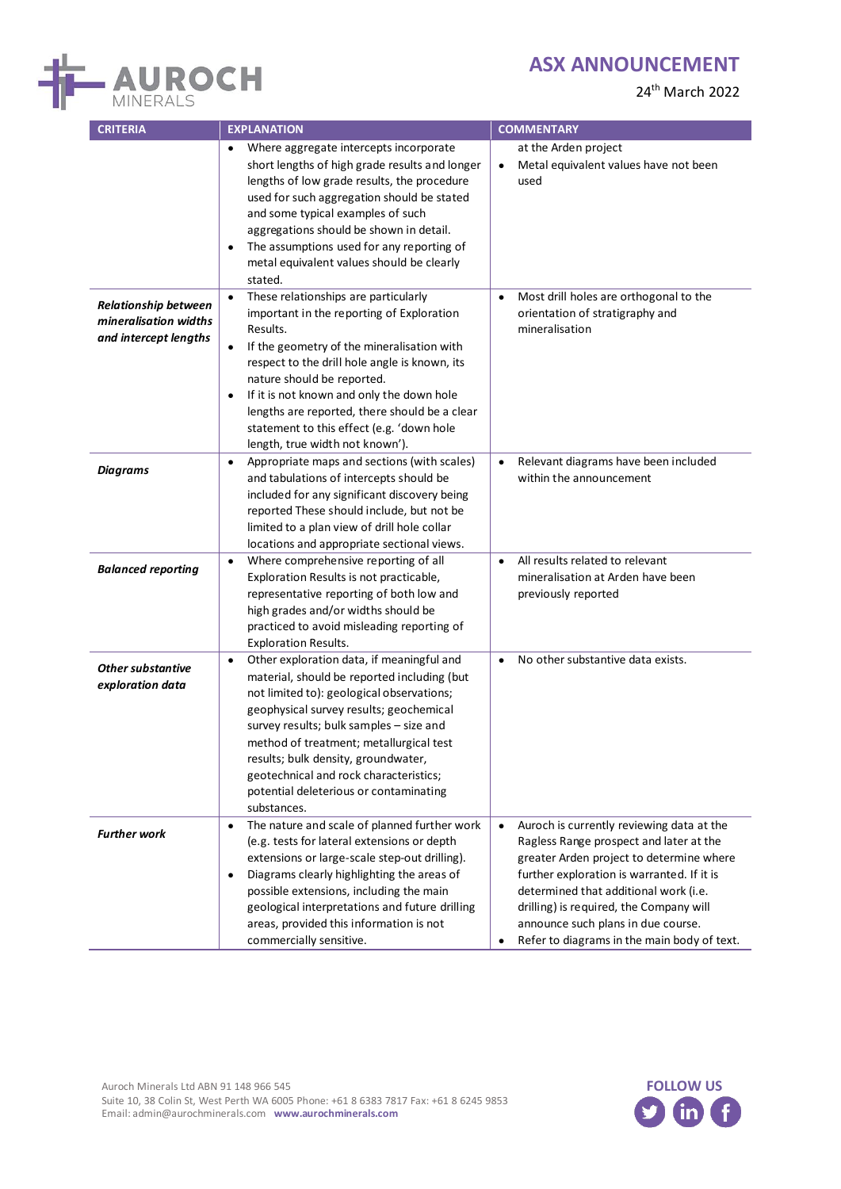| CRITERIA | EXPLANATION | COMMENTARY |
|---|---|---|
| | • Where aggregate intercepts incorporate short lengths of high grade results and longer lengths of low grade results, the procedure used for such aggregation should be stated and some typical examples of such aggregations should be shown in detail.<br>• The assumptions used for any reporting of metal equivalent values should be clearly stated. | at the Arden project<br>• Metal equivalent values have not been used |
| ***Relationship between mineralisation widths and intercept lengths*** | • These relationships are particularly important in the reporting of Exploration Results.<br>• If the geometry of the mineralisation with respect to the drill hole angle is known, its nature should be reported.<br>• If it is not known and only the down hole lengths are reported, there should be a clear statement to this effect (e.g. 'down hole length, true width not known'). | • Most drill holes are orthogonal to the orientation of stratigraphy and mineralisation |
| ***Diagrams*** | • Appropriate maps and sections (with scales) and tabulations of intercepts should be included for any significant discovery being reported These should include, but not be limited to a plan view of drill hole collar locations and appropriate sectional views. | • Relevant diagrams have been included within the announcement |
| ***Balanced reporting*** | • Where comprehensive reporting of all Exploration Results is not practicable, representative reporting of both low and high grades and/or widths should be practiced to avoid misleading reporting of Exploration Results. | • All results related to relevant mineralisation at Arden have been previously reported |
| ***Other substantive exploration data*** | • Other exploration data, if meaningful and material, should be reported including (but not limited to): geological observations; geophysical survey results; geochemical survey results; bulk samples – size and method of treatment; metallurgical test results; bulk density, groundwater, geotechnical and rock characteristics; potential deleterious or contaminating substances. | • No other substantive data exists. |
| ***Further work*** | • The nature and scale of planned further work (e.g. tests for lateral extensions or depth extensions or large-scale step-out drilling).<br>• Diagrams clearly highlighting the areas of possible extensions, including the main geological interpretations and future drilling areas, provided this information is not commercially sensitive. | • Auroch is currently reviewing data at the Ragless Range prospect and later at the greater Arden project to determine where further exploration is warranted. If it is determined that additional work (i.e. drilling) is required, the Company will announce such plans in due course.<br>• Refer to diagrams in the main body of text. |